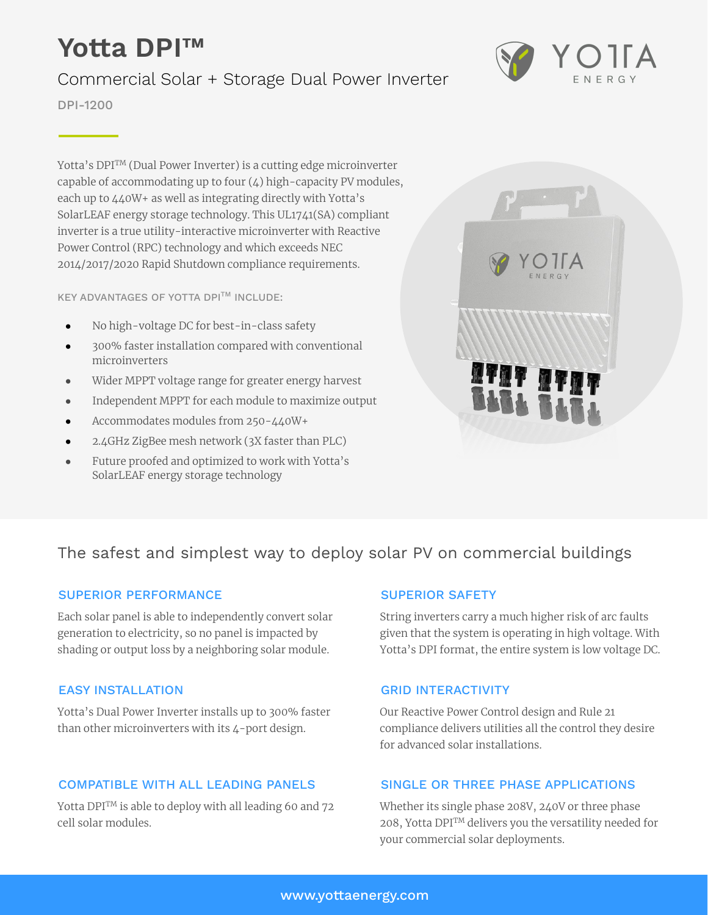# Yotta DPI™

## Commercial Solar + Storage Dual Power Inverter

DPI-1200

Yotta's DPI™ (Dual Power Inverter) is a cutting edge microinverter capable of accommodating up to four (4) high-capacity PV modules, each up to 440W+ as well as integrating directly with Yotta's SolarLEAF energy storage technology. This UL1741(SA) compliant inverter is a true utility-interactive microinverter with Reactive Power Control (RPC) technology and which exceeds NEC 2014/2017/2020 Rapid Shutdown compliance requirements.

KEY ADVANTAGES OF YOTTA DPI™ INCLUDE:

- No high-voltage DC for best-in-class safety
- 300% faster installation compared with conventional microinverters
- Wider MPPT voltage range for greater energy harvest
- Independent MPPT for each module to maximize output
- Accommodates modules from 250-440W+
- 2.4GHz ZigBee mesh network (3X faster than PLC)
- Future proofed and optimized to work with Yotta's SolarLEAF energy storage technology

## The safest and simplest way to deploy solar PV on commercial buildings

### SUPERIOR PERFORMANCE

Each solar panel is able to independently convert solar generation to electricity, so no panel is impacted by shading or output loss by a neighboring solar module.

### SUPERIOR SAFETY

String inverters carry a much higher risk of arc faults given that the system is operating in high voltage. With Yotta's DPI format, the entire system is low voltage DC.

### EASY INSTALLATION

Yotta's Dual Power Inverter installs up to 300% faster than other microinverters with its 4-port design.

### GRID INTERACTIVITY

Our Reactive Power Control design and Rule 21 compliance delivers utilities all the control they desire for advanced solar installations.

### COMPATIBLE WITH ALL LEADING PANELS

Yotta DPI™ is able to deploy with all leading 60 and 72 cell solar modules.

### SINGLE OR THREE PHASE APPLICATIONS

Whether its single phase 208V, 240V or three phase 208, Yotta DPI™ delivers you the versatility needed for your commercial solar deployments.

www.yottaenergy.com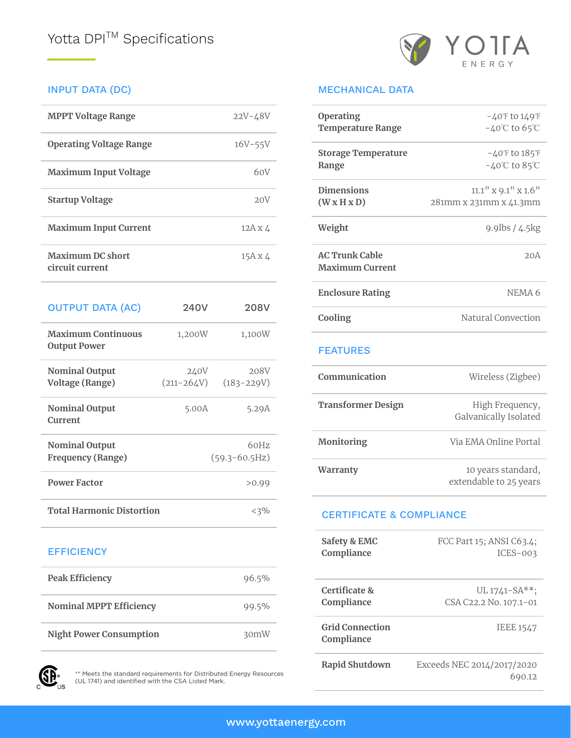# Yotta DPI™ Specifications

## INPUT DATA (DC)

| | |
|---|---|
| **MPPT Voltage Range** | 22V-48V |
| **Operating Voltage Range** | 16V-55V |
| **Maximum Input Voltage** | 60V |
| **Startup Voltage** | 20V |
| **Maximum Input Current** | 12A x 4 |
| **Maximum DC short circuit current** | 15A x 4 |

## OUTPUT DATA (AC)

| | 240V | 208V |
|---|---|---|
| **Maximum Continuous Output Power** | 1,200W | 1,100W |
| **Nominal Output Voltage (Range)** | 240V (211-264V) | 208V (183-229V) |
| **Nominal Output Current** | 5.00A | 5.29A |
| **Nominal Output Frequency (Range)** | | 60Hz (59.3-60.5Hz) |
| **Power Factor** | | >0.99 |
| **Total Harmonic Distortion** | | <3% |

## EFFICIENCY

| | |
|---|---|
| **Peak Efficiency** | 96.5% |
| **Nominal MPPT Efficiency** | 99.5% |
| **Night Power Consumption** | 30mW |

** Meets the standard requirements for Distributed Energy Resources (UL 1741) and identified with the CSA Listed Mark.

## MECHANICAL DATA

| | |
|---|---|
| **Operating Temperature Range** | -40℉ to 149℉<br>-40℃ to 65℃ |
| **Storage Temperature Range** | -40℉ to 185℉<br>-40℃ to 85℃ |
| **Dimensions (W x H x D)** | 11.1" x 9.1" x 1.6"<br>281mm x 231mm x 41.3mm |
| **Weight** | 9.9lbs / 4.5kg |
| **AC Trunk Cable Maximum Current** | 20A |
| **Enclosure Rating** | NEMA 6 |
| **Cooling** | Natural Convection |

## FEATURES

| | |
|---|---|
| **Communication** | Wireless (Zigbee) |
| **Transformer Design** | High Frequency, Galvanically Isolated |
| **Monitoring** | Via EMA Online Portal |
| **Warranty** | 10 years standard, extendable to 25 years |

## CERTIFICATE & COMPLIANCE

| | |
|---|---|
| **Safety & EMC Compliance** | FCC Part 15; ANSI C63.4; ICES-003 |
| **Certificate & Compliance** | UL 1741-SA**; CSA C22.2 No. 107.1-01 |
| **Grid Connection Compliance** | IEEE 1547 |
| **Rapid Shutdown** | Exceeds NEC 2014/2017/2020 690.12 |

www.yottaenergy.com